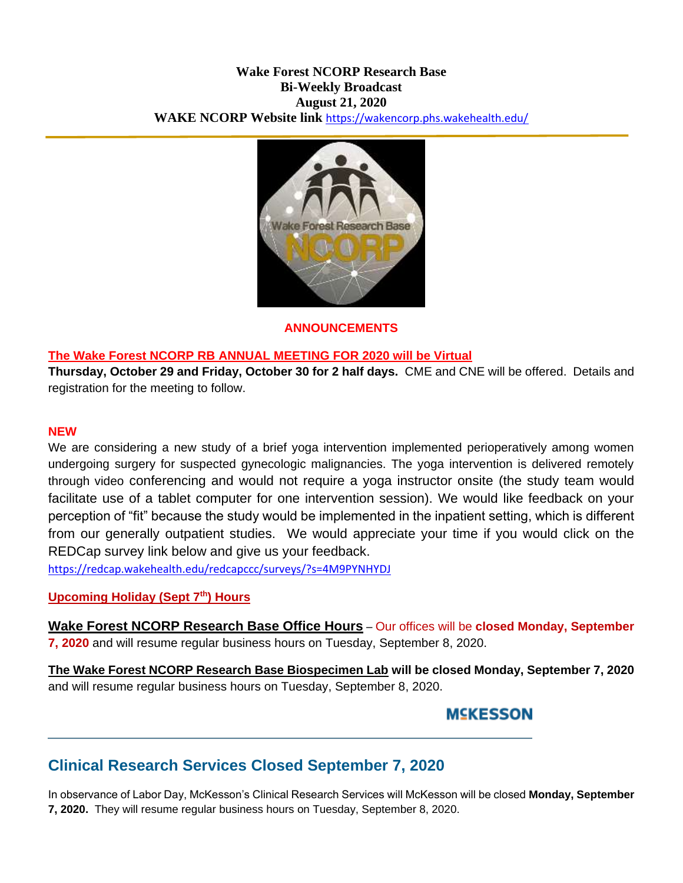**Wake Forest NCORP Research Base**
**Bi-Weekly Broadcast**
**August 21, 2020**
**WAKE NCORP Website link** https://wakencorp.phs.wakehealth.edu/

## ANNOUNCEMENTS

### The Wake Forest NCORP RB ANNUAL MEETING FOR 2020 will be Virtual

**Thursday, October 29 and Friday, October 30 for 2 half days.** CME and CNE will be offered. Details and registration for the meeting to follow.

### NEW

We are considering a new study of a brief yoga intervention implemented perioperatively among women undergoing surgery for suspected gynecologic malignancies. The yoga intervention is delivered remotely through video conferencing and would not require a yoga instructor onsite (the study team would facilitate use of a tablet computer for one intervention session). We would like feedback on your perception of "fit" because the study would be implemented in the inpatient setting, which is different from our generally outpatient studies. We would appreciate your time if you would click on the REDCap survey link below and give us your feedback.

https://redcap.wakehealth.edu/redcapccc/surveys/?s=4M9PYNHYDJ

### Upcoming Holiday (Sept 7th) Hours

**Wake Forest NCORP Research Base Office Hours** – Our offices will be **closed Monday, September 7, 2020** and will resume regular business hours on Tuesday, September 8, 2020.

**The Wake Forest NCORP Research Base Biospecimen Lab will be closed Monday, September 7, 2020** and will resume regular business hours on Tuesday, September 8, 2020.

MCKESSON

## Clinical Research Services Closed September 7, 2020

In observance of Labor Day, McKesson's Clinical Research Services will McKesson will be closed **Monday, September 7, 2020.** They will resume regular business hours on Tuesday, September 8, 2020.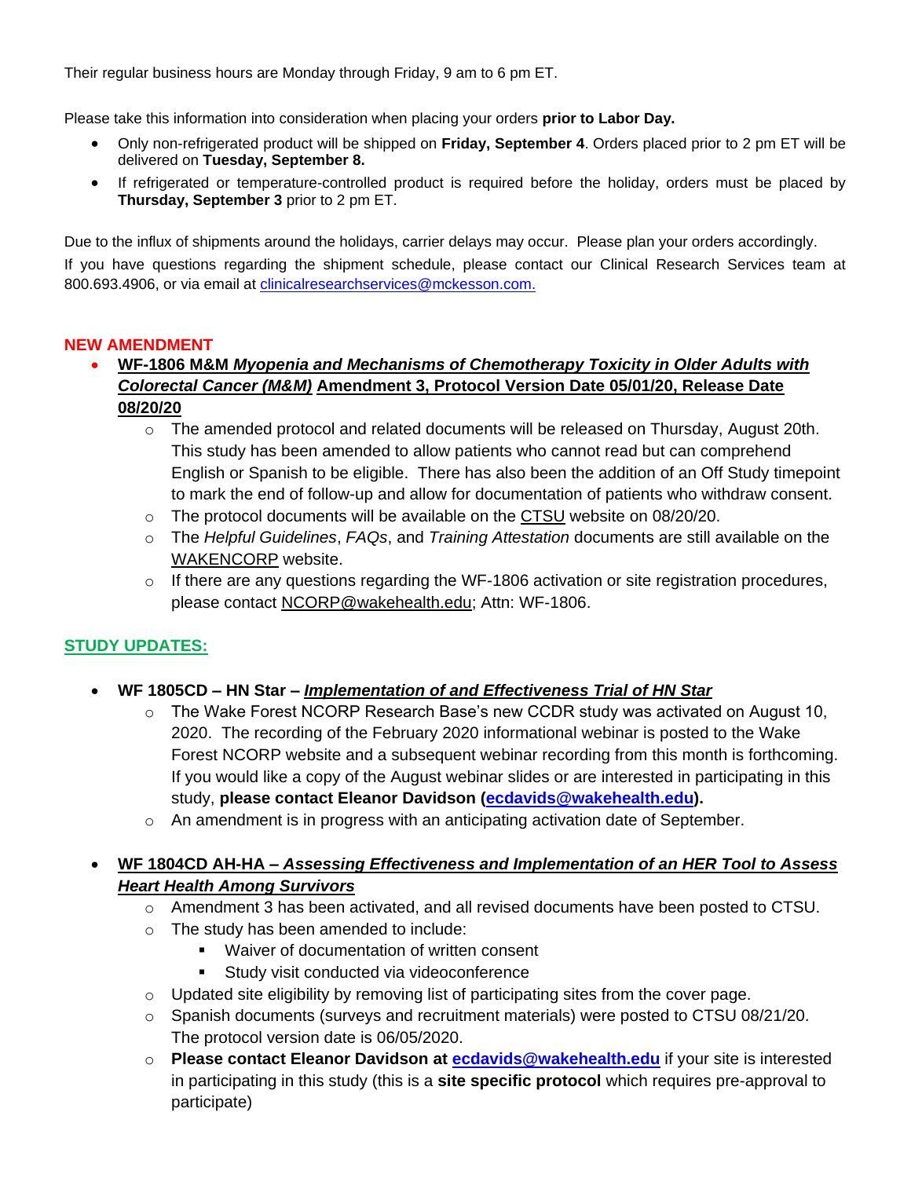Their regular business hours are Monday through Friday, 9 am to 6 pm ET.

Please take this information into consideration when placing your orders **prior to Labor Day.**

- Only non-refrigerated product will be shipped on **Friday, September 4**. Orders placed prior to 2 pm ET will be delivered on **Tuesday, September 8.**
- If refrigerated or temperature-controlled product is required before the holiday, orders must be placed by **Thursday, September 3** prior to 2 pm ET.

Due to the influx of shipments around the holidays, carrier delays may occur. Please plan your orders accordingly.

If you have questions regarding the shipment schedule, please contact our Clinical Research Services team at 800.693.4906, or via email at clinicalresearchservices@mckesson.com.

## NEW AMENDMENT

- **WF-1806 M&M *Myopenia and Mechanisms of Chemotherapy Toxicity in Older Adults with Colorectal Cancer (M&M)* Amendment 3, Protocol Version Date 05/01/20, Release Date 08/20/20**
  - The amended protocol and related documents will be released on Thursday, August 20th. This study has been amended to allow patients who cannot read but can comprehend English or Spanish to be eligible. There has also been the addition of an Off Study timepoint to mark the end of follow-up and allow for documentation of patients who withdraw consent.
  - The protocol documents will be available on the CTSU website on 08/20/20.
  - The *Helpful Guidelines*, *FAQs*, and *Training Attestation* documents are still available on the WAKENCORP website.
  - If there are any questions regarding the WF-1806 activation or site registration procedures, please contact NCORP@wakehealth.edu; Attn: WF-1806.

## STUDY UPDATES:

- **WF 1805CD – HN Star – *Implementation of and Effectiveness Trial of HN Star***
  - The Wake Forest NCORP Research Base's new CCDR study was activated on August 10, 2020. The recording of the February 2020 informational webinar is posted to the Wake Forest NCORP website and a subsequent webinar recording from this month is forthcoming. If you would like a copy of the August webinar slides or are interested in participating in this study, **please contact Eleanor Davidson (ecdavids@wakehealth.edu).**
  - An amendment is in progress with an anticipating activation date of September.

- **WF 1804CD AH-HA – *Assessing Effectiveness and Implementation of an HER Tool to Assess Heart Health Among Survivors***
  - Amendment 3 has been activated, and all revised documents have been posted to CTSU.
  - The study has been amended to include:
    - Waiver of documentation of written consent
    - Study visit conducted via videoconference
  - Updated site eligibility by removing list of participating sites from the cover page.
  - Spanish documents (surveys and recruitment materials) were posted to CTSU 08/21/20. The protocol version date is 06/05/2020.
  - **Please contact Eleanor Davidson at ecdavids@wakehealth.edu** if your site is interested in participating in this study (this is a **site specific protocol** which requires pre-approval to participate)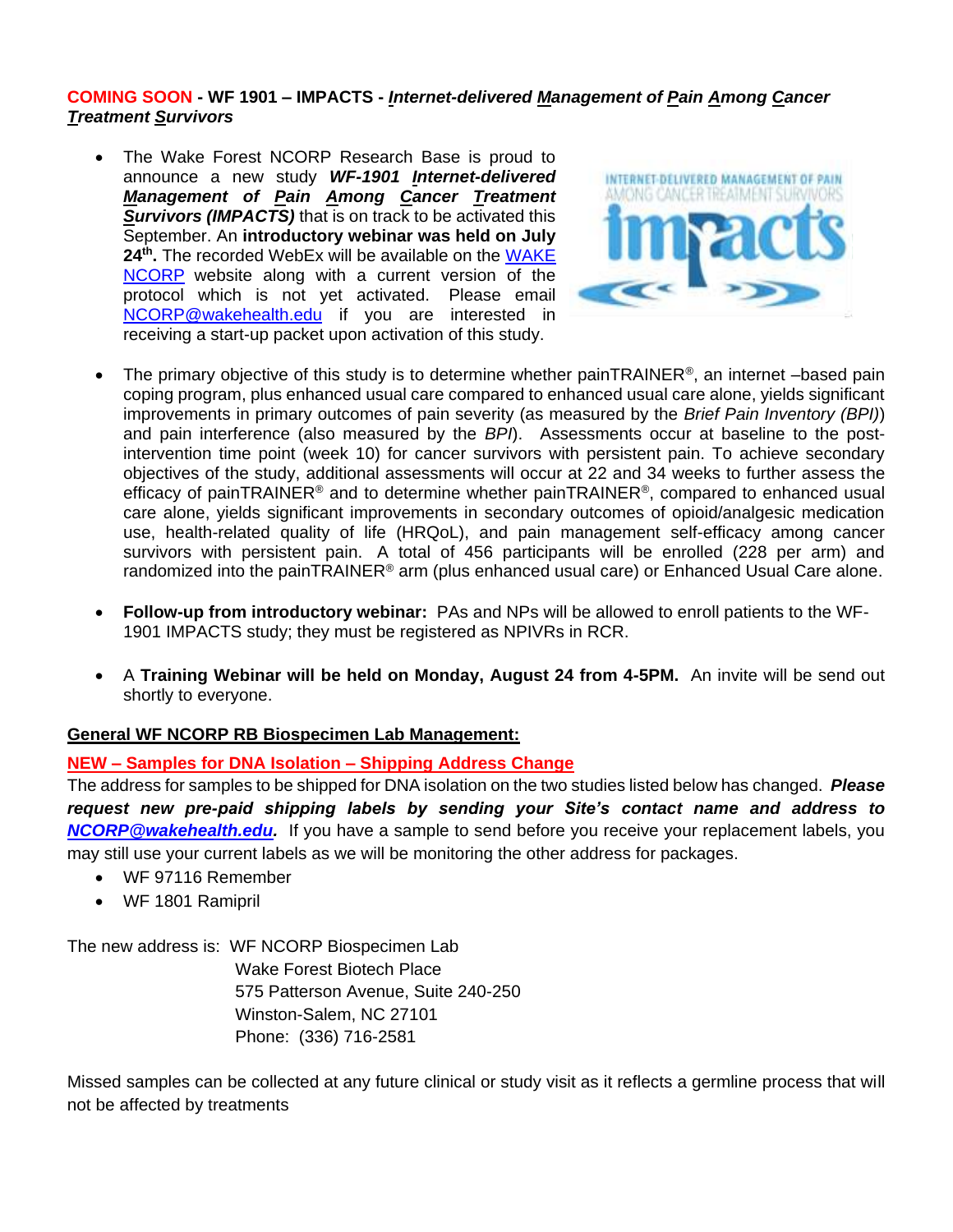**COMING SOON - WF 1901 – IMPACTS - *Internet-delivered Management of Pain Among Cancer Treatment Survivors***

- The Wake Forest NCORP Research Base is proud to announce a new study ***WF-1901 Internet-delivered Management of Pain Among Cancer Treatment Survivors (IMPACTS)*** that is on track to be activated this September. An **introductory webinar was held on July 24th.** The recorded WebEx will be available on the WAKE NCORP website along with a current version of the protocol which is not yet activated. Please email NCORP@wakehealth.edu if you are interested in receiving a start-up packet upon activation of this study.
- The primary objective of this study is to determine whether painTRAINER®, an internet –based pain coping program, plus enhanced usual care compared to enhanced usual care alone, yields significant improvements in primary outcomes of pain severity (as measured by the *Brief Pain Inventory (BPI)*) and pain interference (also measured by the *BPI*). Assessments occur at baseline to the post-intervention time point (week 10) for cancer survivors with persistent pain. To achieve secondary objectives of the study, additional assessments will occur at 22 and 34 weeks to further assess the efficacy of painTRAINER® and to determine whether painTRAINER®, compared to enhanced usual care alone, yields significant improvements in secondary outcomes of opioid/analgesic medication use, health-related quality of life (HRQoL), and pain management self-efficacy among cancer survivors with persistent pain. A total of 456 participants will be enrolled (228 per arm) and randomized into the painTRAINER® arm (plus enhanced usual care) or Enhanced Usual Care alone.
- **Follow-up from introductory webinar:** PAs and NPs will be allowed to enroll patients to the WF-1901 IMPACTS study; they must be registered as NPIVRs in RCR.
- A **Training Webinar will be held on Monday, August 24 from 4-5PM.** An invite will be send out shortly to everyone.

**General WF NCORP RB Biospecimen Lab Management:**

**NEW – Samples for DNA Isolation – Shipping Address Change**

The address for samples to be shipped for DNA isolation on the two studies listed below has changed. ***Please request new pre-paid shipping labels by sending your Site's contact name and address to NCORP@wakehealth.edu.*** If you have a sample to send before you receive your replacement labels, you may still use your current labels as we will be monitoring the other address for packages.

- WF 97116 Remember
- WF 1801 Ramipril

The new address is: WF NCORP Biospecimen Lab
Wake Forest Biotech Place
575 Patterson Avenue, Suite 240-250
Winston-Salem, NC 27101
Phone: (336) 716-2581

Missed samples can be collected at any future clinical or study visit as it reflects a germline process that will not be affected by treatments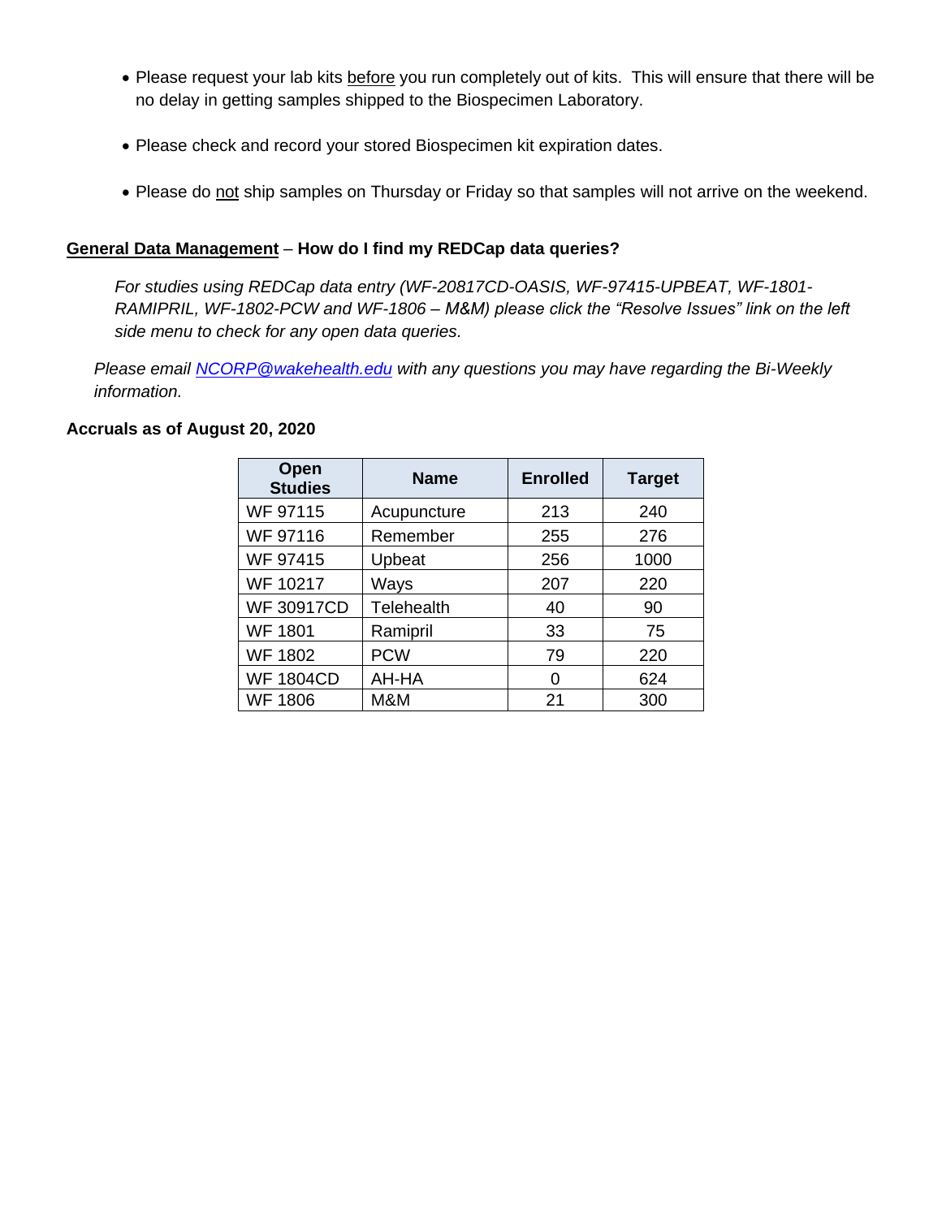- Please request your lab kits <u>before</u> you run completely out of kits. This will ensure that there will be no delay in getting samples shipped to the Biospecimen Laboratory.

- Please check and record your stored Biospecimen kit expiration dates.

- Please do <u>not</u> ship samples on Thursday or Friday so that samples will not arrive on the weekend.

**<u>General Data Management</u> – How do I find my REDCap data queries?**

*For studies using REDCap data entry (WF-20817CD-OASIS, WF-97415-UPBEAT, WF-1801-RAMIPRIL, WF-1802-PCW and WF-1806 – M&M) please click the "Resolve Issues" link on the left side menu to check for any open data queries.*

*Please email [NCORP@wakehealth.edu](mailto:NCORP@wakehealth.edu) with any questions you may have regarding the Bi-Weekly information.*

**Accruals as of August 20, 2020**

| Open Studies | Name | Enrolled | Target |
|---|---|---|---|
| WF 97115 | Acupuncture | 213 | 240 |
| WF 97116 | Remember | 255 | 276 |
| WF 97415 | Upbeat | 256 | 1000 |
| WF 10217 | Ways | 207 | 220 |
| WF 30917CD | Telehealth | 40 | 90 |
| WF 1801 | Ramipril | 33 | 75 |
| WF 1802 | PCW | 79 | 220 |
| WF 1804CD | AH-HA | 0 | 624 |
| WF 1806 | M&M | 21 | 300 |